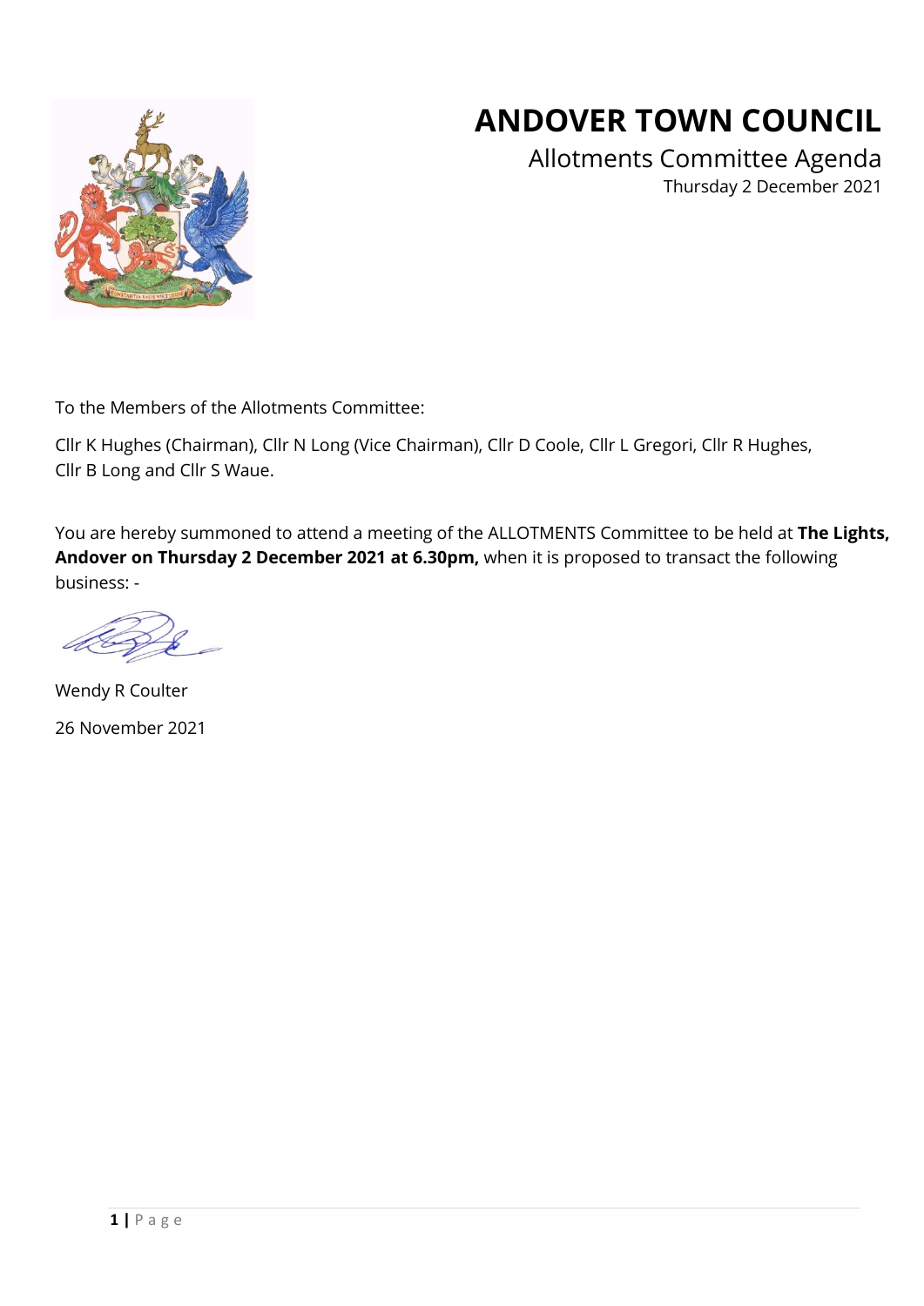# ANDOVER TOWN COUNCIL

## Allotments Committee Agenda

Thursday 2 December 2021

To the Members of the Allotments Committee:

Cllr K Hughes (Chairman), Cllr N Long (Vice Chairman), Cllr D Coole, Cllr L Gregori, Cllr R Hughes, Cllr B Long and Cllr S Waue.

You are hereby summoned to attend a meeting of the ALLOTMENTS Committee to be held at **The Lights, Andover on Thursday 2 December 2021 at 6.30pm,** when it is proposed to transact the following business: -

Wendy R Coulter

26 November 2021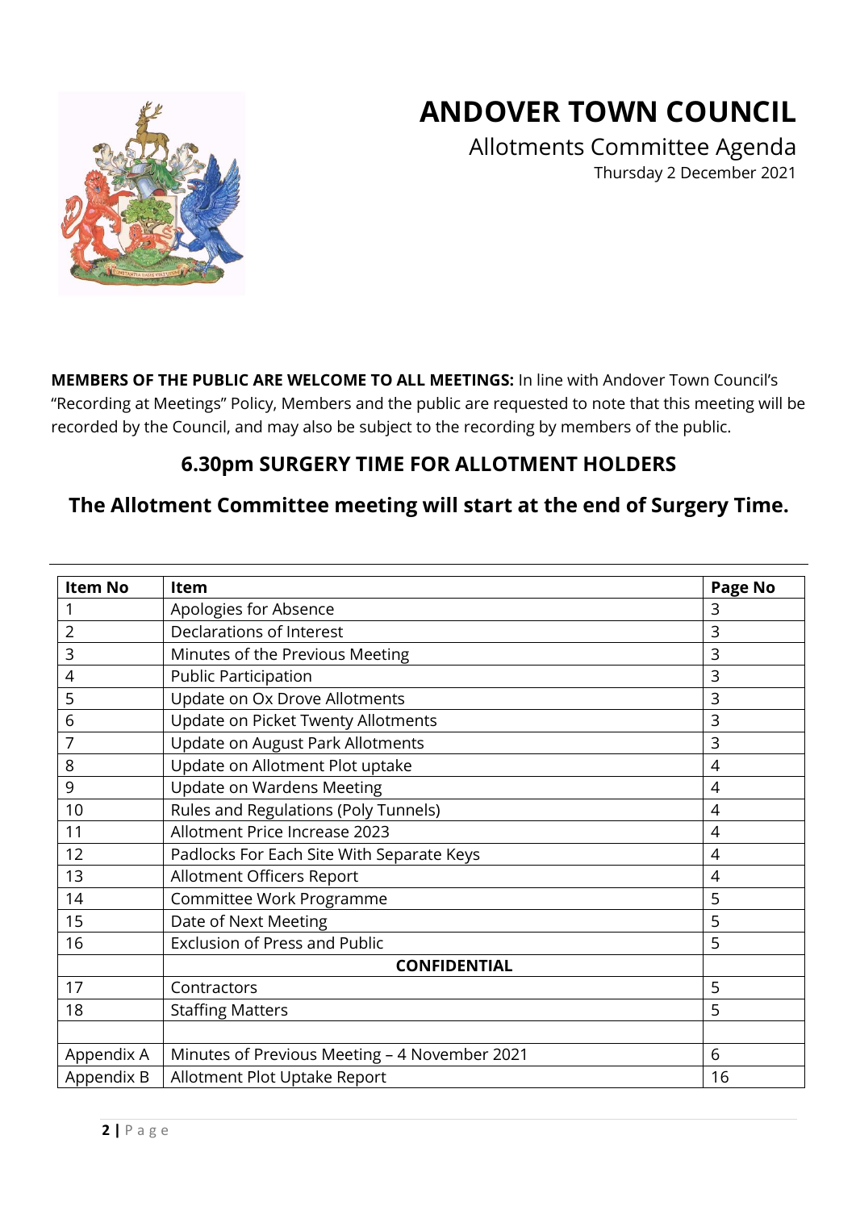# ANDOVER TOWN COUNCIL

Allotments Committee Agenda

Thursday 2 December 2021

**MEMBERS OF THE PUBLIC ARE WELCOME TO ALL MEETINGS:** In line with Andover Town Council's "Recording at Meetings" Policy, Members and the public are requested to note that this meeting will be recorded by the Council, and may also be subject to the recording by members of the public.

## 6.30pm SURGERY TIME FOR ALLOTMENT HOLDERS

## The Allotment Committee meeting will start at the end of Surgery Time.

| Item No | Item | Page No |
|---|---|---|
| 1 | Apologies for Absence | 3 |
| 2 | Declarations of Interest | 3 |
| 3 | Minutes of the Previous Meeting | 3 |
| 4 | Public Participation | 3 |
| 5 | Update on Ox Drove Allotments | 3 |
| 6 | Update on Picket Twenty Allotments | 3 |
| 7 | Update on August Park Allotments | 3 |
| 8 | Update on Allotment Plot uptake | 4 |
| 9 | Update on Wardens Meeting | 4 |
| 10 | Rules and Regulations (Poly Tunnels) | 4 |
| 11 | Allotment Price Increase 2023 | 4 |
| 12 | Padlocks For Each Site With Separate Keys | 4 |
| 13 | Allotment Officers Report | 4 |
| 14 | Committee Work Programme | 5 |
| 15 | Date of Next Meeting | 5 |
| 16 | Exclusion of Press and Public | 5 |
| | **CONFIDENTIAL** | |
| 17 | Contractors | 5 |
| 18 | Staffing Matters | 5 |
| | | |
| Appendix A | Minutes of Previous Meeting – 4 November 2021 | 6 |
| Appendix B | Allotment Plot Uptake Report | 16 |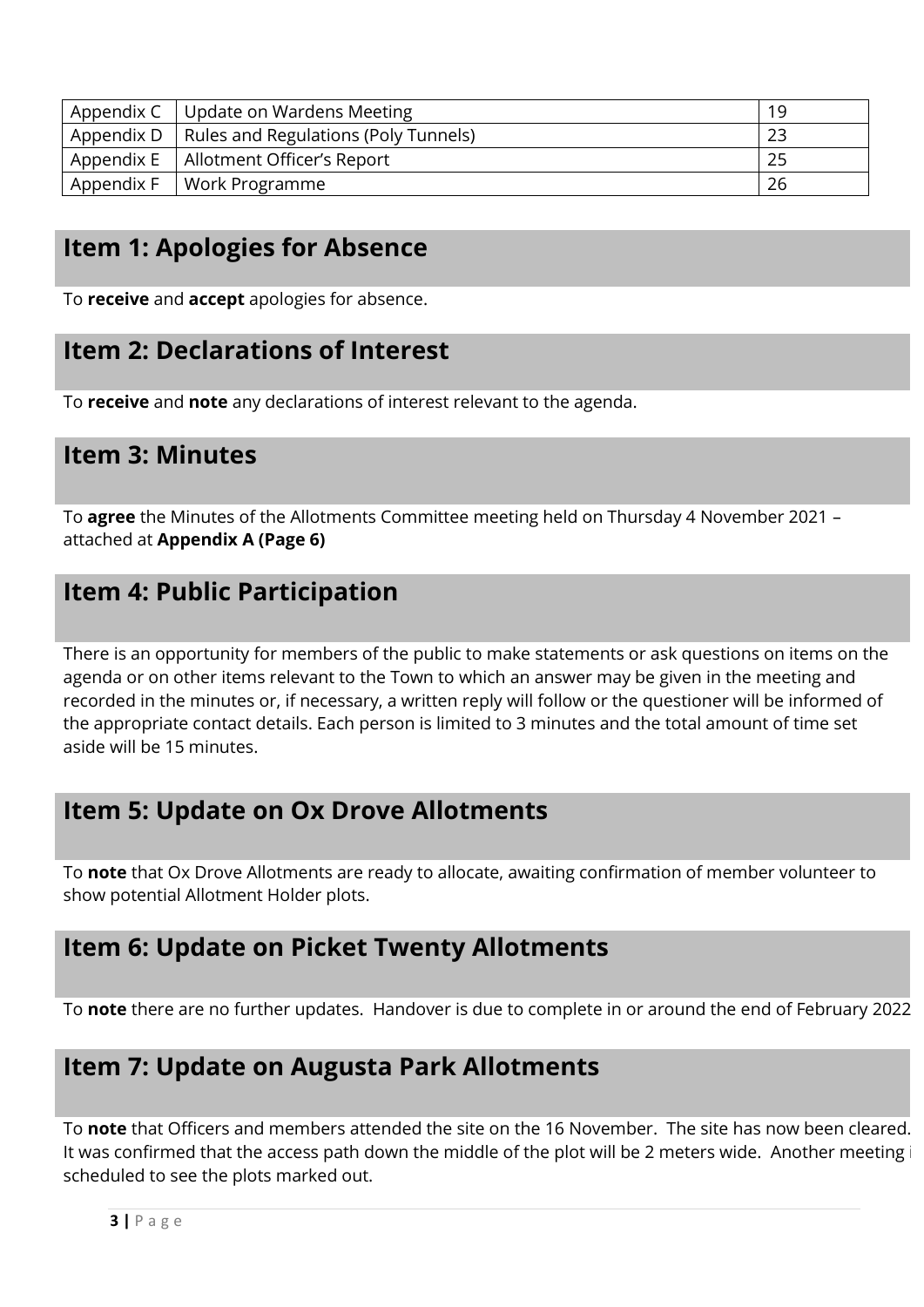| Appendix C | Update on Wardens Meeting | 19 |
|---|---|---|
| Appendix D | Rules and Regulations (Poly Tunnels) | 23 |
| Appendix E | Allotment Officer's Report | 25 |
| Appendix F | Work Programme | 26 |

## Item 1: Apologies for Absence

To **receive** and **accept** apologies for absence.

## Item 2: Declarations of Interest

To **receive** and **note** any declarations of interest relevant to the agenda.

## Item 3: Minutes

To **agree** the Minutes of the Allotments Committee meeting held on Thursday 4 November 2021 – attached at **Appendix A (Page 6)**

## Item 4: Public Participation

There is an opportunity for members of the public to make statements or ask questions on items on the agenda or on other items relevant to the Town to which an answer may be given in the meeting and recorded in the minutes or, if necessary, a written reply will follow or the questioner will be informed of the appropriate contact details. Each person is limited to 3 minutes and the total amount of time set aside will be 15 minutes.

## Item 5: Update on Ox Drove Allotments

To **note** that Ox Drove Allotments are ready to allocate, awaiting confirmation of member volunteer to show potential Allotment Holder plots.

## Item 6: Update on Picket Twenty Allotments

To **note** there are no further updates. Handover is due to complete in or around the end of February 2022

## Item 7: Update on Augusta Park Allotments

To **note** that Officers and members attended the site on the 16 November. The site has now been cleared. It was confirmed that the access path down the middle of the plot will be 2 meters wide. Another meeting i scheduled to see the plots marked out.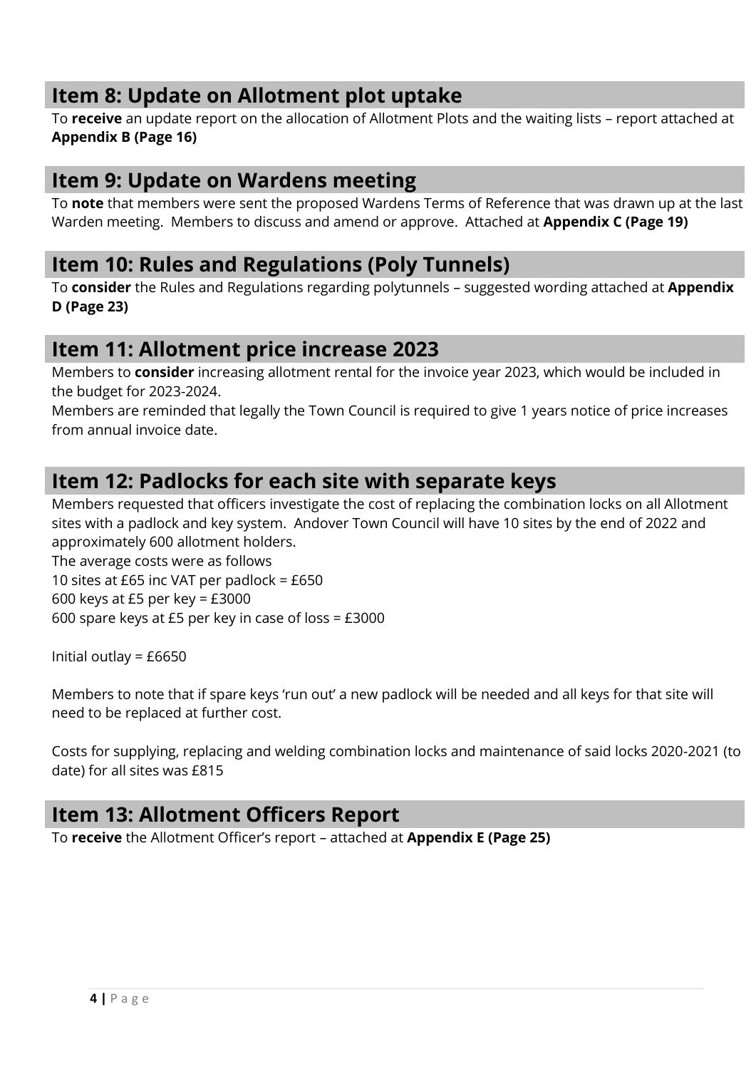## Item 8: Update on Allotment plot uptake

To **receive** an update report on the allocation of Allotment Plots and the waiting lists – report attached at **Appendix B (Page 16)**

## Item 9: Update on Wardens meeting

To **note** that members were sent the proposed Wardens Terms of Reference that was drawn up at the last Warden meeting. Members to discuss and amend or approve. Attached at **Appendix C (Page 19)**

## Item 10: Rules and Regulations (Poly Tunnels)

To **consider** the Rules and Regulations regarding polytunnels – suggested wording attached at **Appendix D (Page 23)**

## Item 11: Allotment price increase 2023

Members to **consider** increasing allotment rental for the invoice year 2023, which would be included in the budget for 2023-2024.

Members are reminded that legally the Town Council is required to give 1 years notice of price increases from annual invoice date.

## Item 12: Padlocks for each site with separate keys

Members requested that officers investigate the cost of replacing the combination locks on all Allotment sites with a padlock and key system. Andover Town Council will have 10 sites by the end of 2022 and approximately 600 allotment holders.

The average costs were as follows

10 sites at £65 inc VAT per padlock = £650

600 keys at £5 per key = £3000

600 spare keys at £5 per key in case of loss = £3000

Initial outlay = £6650

Members to note that if spare keys 'run out' a new padlock will be needed and all keys for that site will need to be replaced at further cost.

Costs for supplying, replacing and welding combination locks and maintenance of said locks 2020-2021 (to date) for all sites was £815

## Item 13: Allotment Officers Report

To **receive** the Allotment Officer's report – attached at **Appendix E (Page 25)**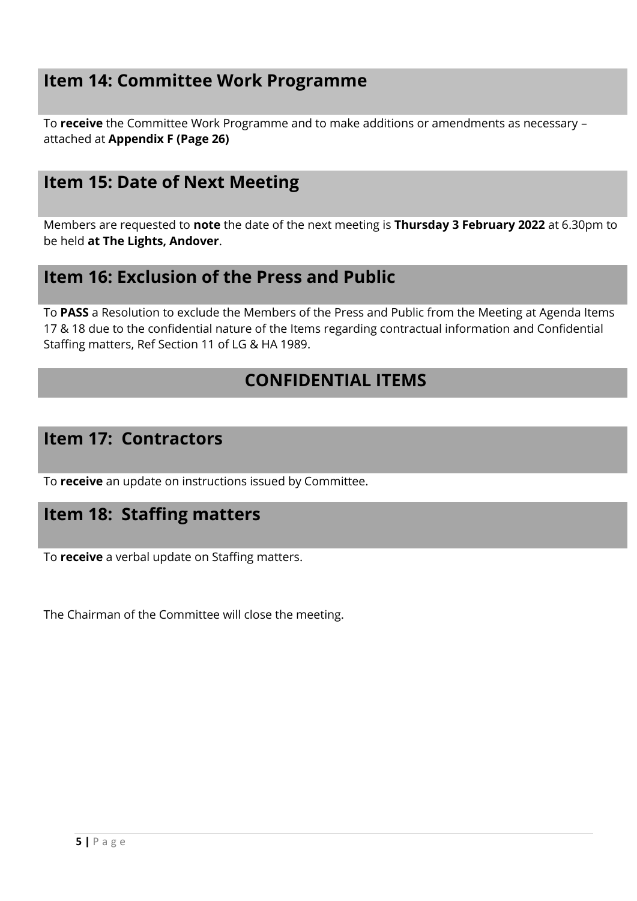## Item 14: Committee Work Programme

To **receive** the Committee Work Programme and to make additions or amendments as necessary – attached at **Appendix F (Page 26)**

## Item 15: Date of Next Meeting

Members are requested to **note** the date of the next meeting is **Thursday 3 February 2022** at 6.30pm to be held **at The Lights, Andover**.

## Item 16: Exclusion of the Press and Public

To **PASS** a Resolution to exclude the Members of the Press and Public from the Meeting at Agenda Items 17 & 18 due to the confidential nature of the Items regarding contractual information and Confidential Staffing matters, Ref Section 11 of LG & HA 1989.

## CONFIDENTIAL ITEMS

## Item 17: Contractors

To **receive** an update on instructions issued by Committee.

## Item 18: Staffing matters

To **receive** a verbal update on Staffing matters.

The Chairman of the Committee will close the meeting.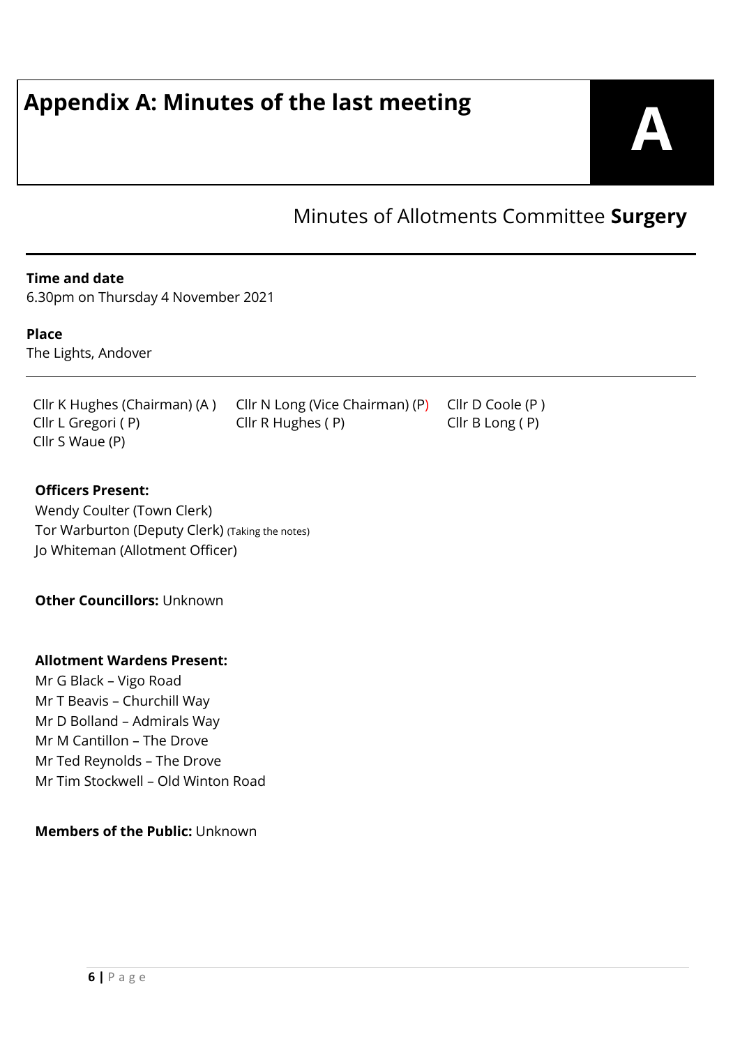# Appendix A: Minutes of the last meeting

**A**

## Minutes of Allotments Committee **Surgery**

**Time and date**
6.30pm on Thursday 4 November 2021

**Place**
The Lights, Andover

Cllr K Hughes (Chairman) (A )
Cllr N Long (Vice Chairman) (P)
Cllr D Coole (P )
Cllr L Gregori ( P)
Cllr R Hughes ( P)
Cllr B Long ( P)
Cllr S Waue (P)

**Officers Present:**
Wendy Coulter (Town Clerk)
Tor Warburton (Deputy Clerk) (Taking the notes)
Jo Whiteman (Allotment Officer)

**Other Councillors:** Unknown

**Allotment Wardens Present:**
Mr G Black – Vigo Road
Mr T Beavis – Churchill Way
Mr D Bolland – Admirals Way
Mr M Cantillon – The Drove
Mr Ted Reynolds – The Drove
Mr Tim Stockwell – Old Winton Road

**Members of the Public:** Unknown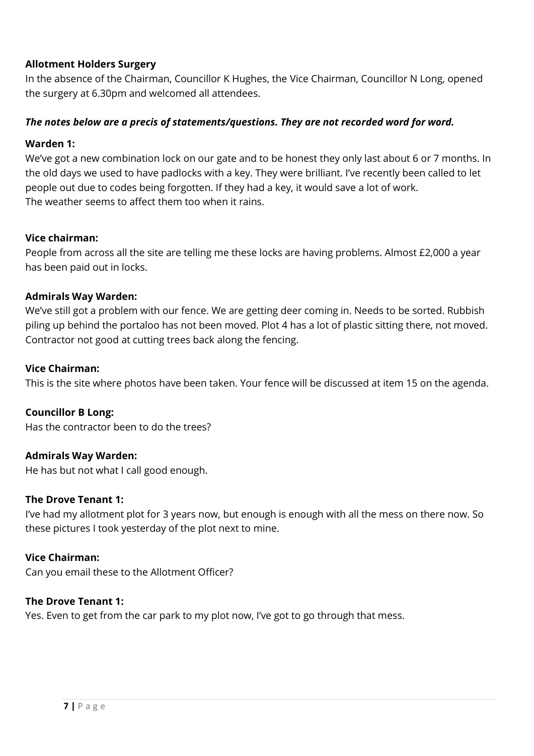**Allotment Holders Surgery**

In the absence of the Chairman, Councillor K Hughes, the Vice Chairman, Councillor N Long, opened the surgery at 6.30pm and welcomed all attendees.

***The notes below are a precis of statements/questions. They are not recorded word for word.***

**Warden 1:**

We've got a new combination lock on our gate and to be honest they only last about 6 or 7 months. In the old days we used to have padlocks with a key. They were brilliant. I've recently been called to let people out due to codes being forgotten. If they had a key, it would save a lot of work.
The weather seems to affect them too when it rains.

**Vice chairman:**

People from across all the site are telling me these locks are having problems. Almost £2,000 a year has been paid out in locks.

**Admirals Way Warden:**

We've still got a problem with our fence. We are getting deer coming in. Needs to be sorted. Rubbish piling up behind the portaloo has not been moved. Plot 4 has a lot of plastic sitting there, not moved. Contractor not good at cutting trees back along the fencing.

**Vice Chairman:**

This is the site where photos have been taken. Your fence will be discussed at item 15 on the agenda.

**Councillor B Long:**

Has the contractor been to do the trees?

**Admirals Way Warden:**

He has but not what I call good enough.

**The Drove Tenant 1:**

I've had my allotment plot for 3 years now, but enough is enough with all the mess on there now. So these pictures I took yesterday of the plot next to mine.

**Vice Chairman:**

Can you email these to the Allotment Officer?

**The Drove Tenant 1:**

Yes. Even to get from the car park to my plot now, I've got to go through that mess.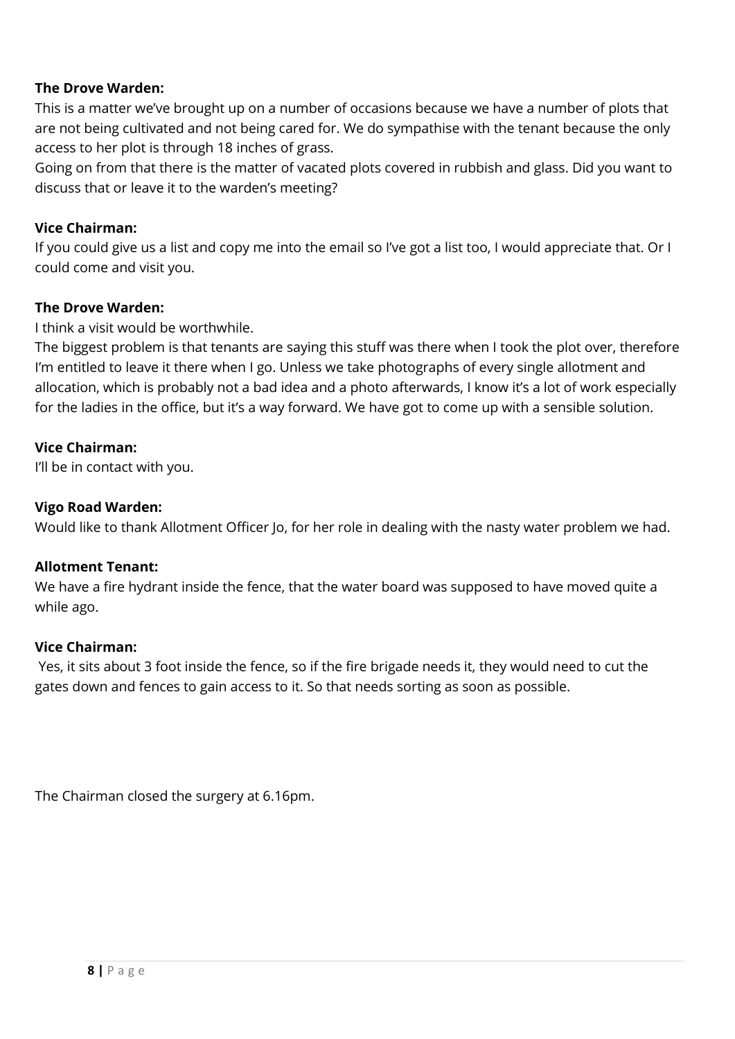**The Drove Warden:**
This is a matter we've brought up on a number of occasions because we have a number of plots that are not being cultivated and not being cared for. We do sympathise with the tenant because the only access to her plot is through 18 inches of grass.
Going on from that there is the matter of vacated plots covered in rubbish and glass. Did you want to discuss that or leave it to the warden's meeting?

**Vice Chairman:**
If you could give us a list and copy me into the email so I've got a list too, I would appreciate that. Or I could come and visit you.

**The Drove Warden:**
I think a visit would be worthwhile.
The biggest problem is that tenants are saying this stuff was there when I took the plot over, therefore I'm entitled to leave it there when I go. Unless we take photographs of every single allotment and allocation, which is probably not a bad idea and a photo afterwards, I know it's a lot of work especially for the ladies in the office, but it's a way forward. We have got to come up with a sensible solution.

**Vice Chairman:**
I'll be in contact with you.

**Vigo Road Warden:**
Would like to thank Allotment Officer Jo, for her role in dealing with the nasty water problem we had.

**Allotment Tenant:**
We have a fire hydrant inside the fence, that the water board was supposed to have moved quite a while ago.

**Vice Chairman:**
Yes, it sits about 3 foot inside the fence, so if the fire brigade needs it, they would need to cut the gates down and fences to gain access to it. So that needs sorting as soon as possible.

The Chairman closed the surgery at 6.16pm.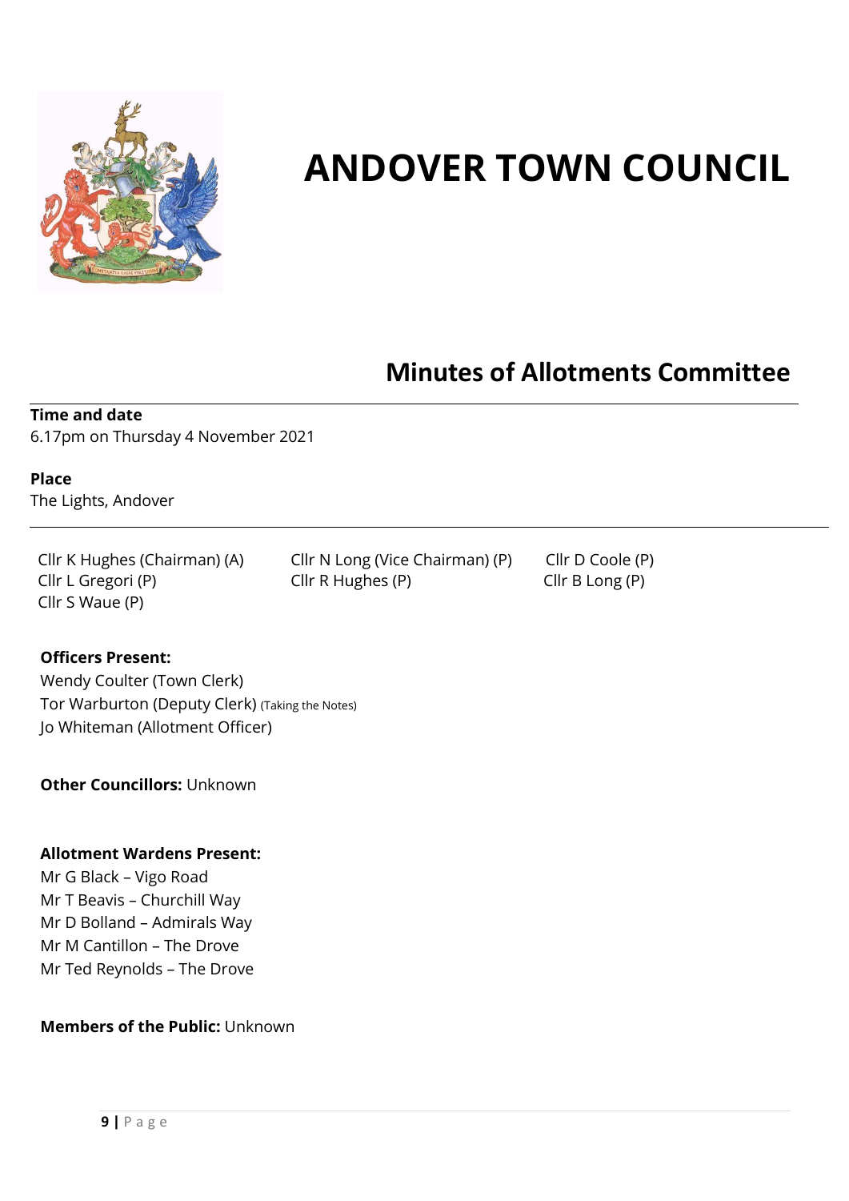# ANDOVER TOWN COUNCIL

## Minutes of Allotments Committee

**Time and date**
6.17pm on Thursday 4 November 2021

**Place**
The Lights, Andover

Cllr K Hughes (Chairman) (A)
Cllr N Long (Vice Chairman) (P)
Cllr D Coole (P)
Cllr L Gregori (P)
Cllr R Hughes (P)
Cllr B Long (P)
Cllr S Waue (P)

**Officers Present:**
Wendy Coulter (Town Clerk)
Tor Warburton (Deputy Clerk) (Taking the Notes)
Jo Whiteman (Allotment Officer)

**Other Councillors:** Unknown

**Allotment Wardens Present:**
Mr G Black – Vigo Road
Mr T Beavis – Churchill Way
Mr D Bolland – Admirals Way
Mr M Cantillon – The Drove
Mr Ted Reynolds – The Drove

**Members of the Public:** Unknown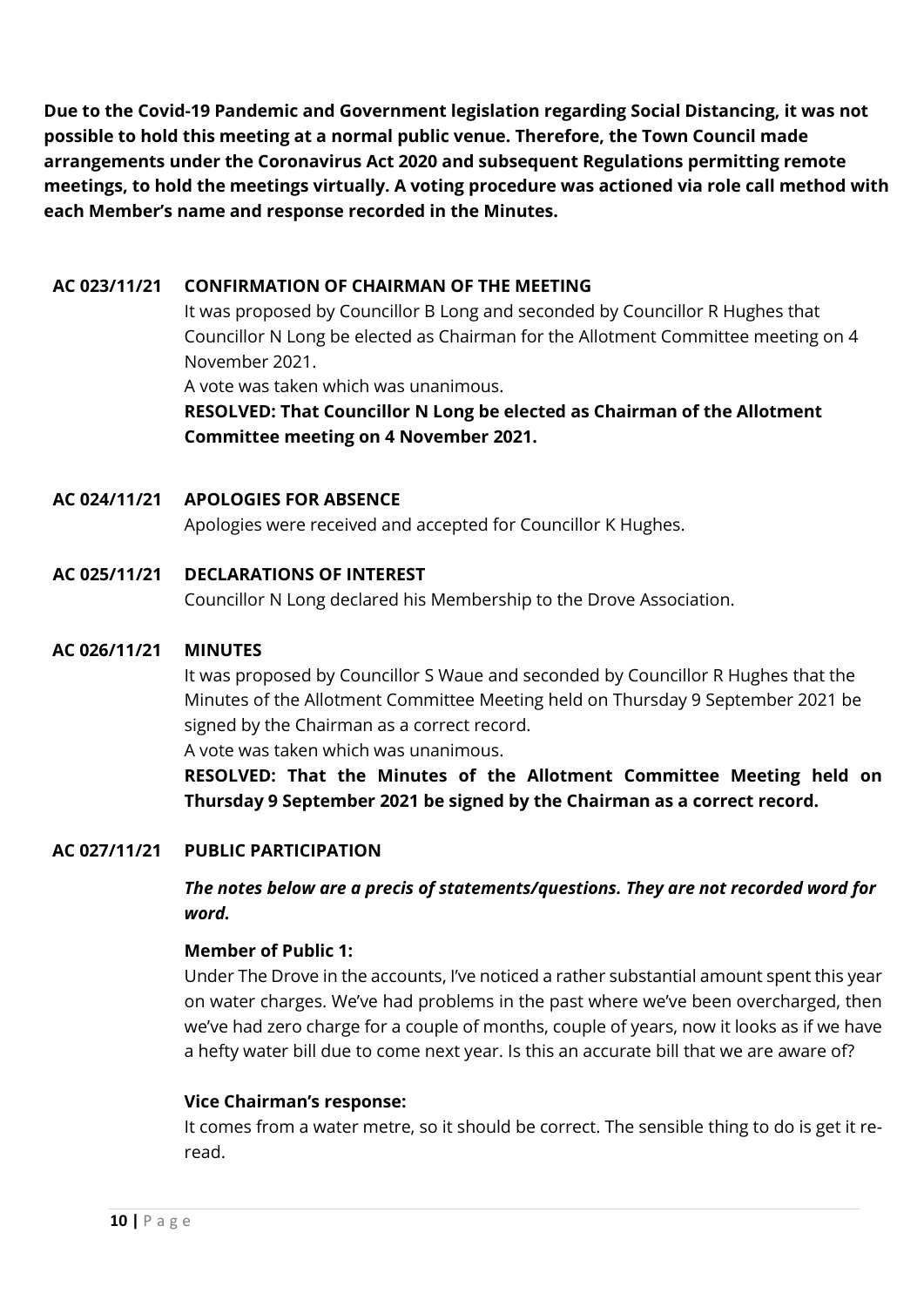**Due to the Covid-19 Pandemic and Government legislation regarding Social Distancing, it was not possible to hold this meeting at a normal public venue. Therefore, the Town Council made arrangements under the Coronavirus Act 2020 and subsequent Regulations permitting remote meetings, to hold the meetings virtually. A voting procedure was actioned via role call method with each Member's name and response recorded in the Minutes.**

**AC 023/11/21 CONFIRMATION OF CHAIRMAN OF THE MEETING**

It was proposed by Councillor B Long and seconded by Councillor R Hughes that Councillor N Long be elected as Chairman for the Allotment Committee meeting on 4 November 2021.

A vote was taken which was unanimous.

**RESOLVED: That Councillor N Long be elected as Chairman of the Allotment Committee meeting on 4 November 2021.**

**AC 024/11/21 APOLOGIES FOR ABSENCE**

Apologies were received and accepted for Councillor K Hughes.

**AC 025/11/21 DECLARATIONS OF INTEREST**

Councillor N Long declared his Membership to the Drove Association.

**AC 026/11/21 MINUTES**

It was proposed by Councillor S Waue and seconded by Councillor R Hughes that the Minutes of the Allotment Committee Meeting held on Thursday 9 September 2021 be signed by the Chairman as a correct record.

A vote was taken which was unanimous.

**RESOLVED: That the Minutes of the Allotment Committee Meeting held on Thursday 9 September 2021 be signed by the Chairman as a correct record.**

**AC 027/11/21 PUBLIC PARTICIPATION**

***The notes below are a precis of statements/questions. They are not recorded word for word.***

**Member of Public 1:**

Under The Drove in the accounts, I've noticed a rather substantial amount spent this year on water charges. We've had problems in the past where we've been overcharged, then we've had zero charge for a couple of months, couple of years, now it looks as if we have a hefty water bill due to come next year. Is this an accurate bill that we are aware of?

**Vice Chairman's response:**

It comes from a water metre, so it should be correct. The sensible thing to do is get it re-read.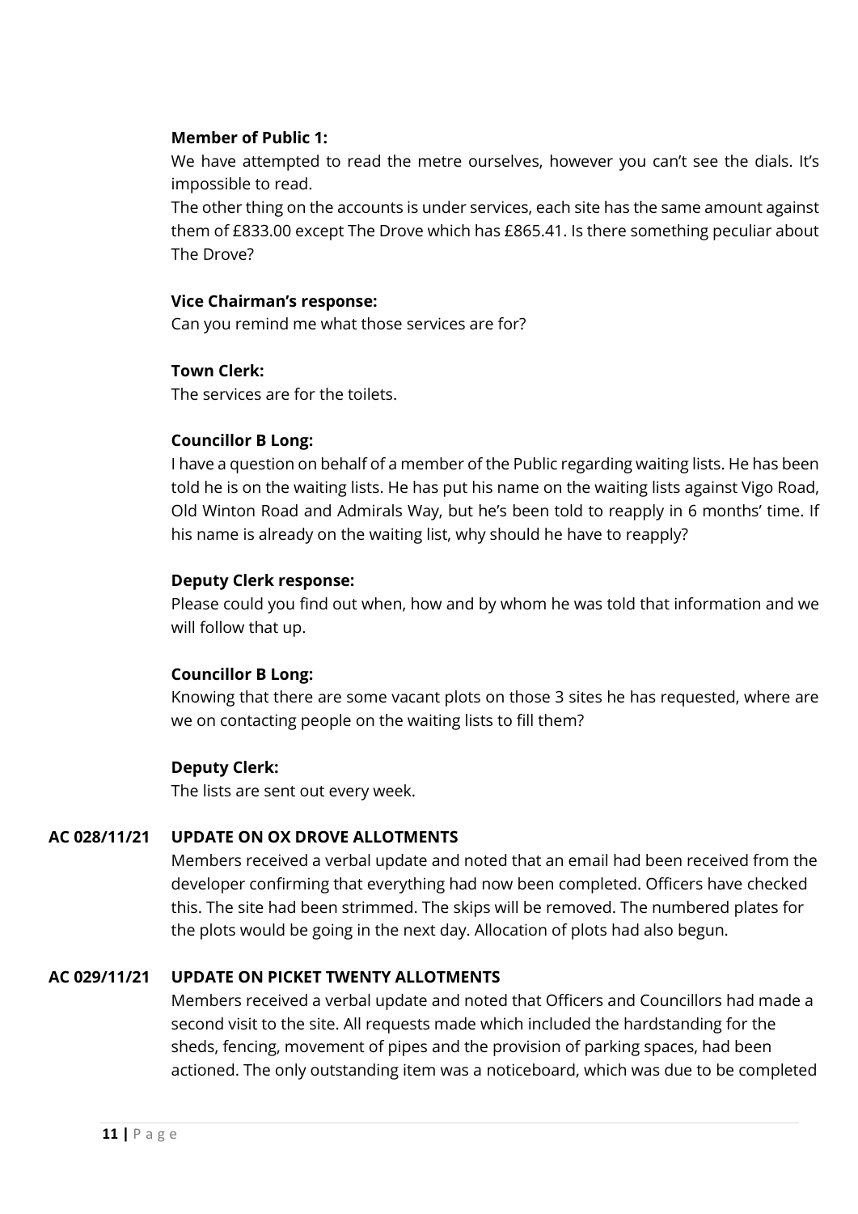**Member of Public 1:**
We have attempted to read the metre ourselves, however you can't see the dials. It's impossible to read.
The other thing on the accounts is under services, each site has the same amount against them of £833.00 except The Drove which has £865.41. Is there something peculiar about The Drove?

**Vice Chairman's response:**
Can you remind me what those services are for?

**Town Clerk:**
The services are for the toilets.

**Councillor B Long:**
I have a question on behalf of a member of the Public regarding waiting lists. He has been told he is on the waiting lists. He has put his name on the waiting lists against Vigo Road, Old Winton Road and Admirals Way, but he's been told to reapply in 6 months' time. If his name is already on the waiting list, why should he have to reapply?

**Deputy Clerk response:**
Please could you find out when, how and by whom he was told that information and we will follow that up.

**Councillor B Long:**
Knowing that there are some vacant plots on those 3 sites he has requested, where are we on contacting people on the waiting lists to fill them?

**Deputy Clerk:**
The lists are sent out every week.

**AC 028/11/21 UPDATE ON OX DROVE ALLOTMENTS**

Members received a verbal update and noted that an email had been received from the developer confirming that everything had now been completed. Officers have checked this. The site had been strimmed. The skips will be removed. The numbered plates for the plots would be going in the next day. Allocation of plots had also begun.

**AC 029/11/21 UPDATE ON PICKET TWENTY ALLOTMENTS**

Members received a verbal update and noted that Officers and Councillors had made a second visit to the site. All requests made which included the hardstanding for the sheds, fencing, movement of pipes and the provision of parking spaces, had been actioned. The only outstanding item was a noticeboard, which was due to be completed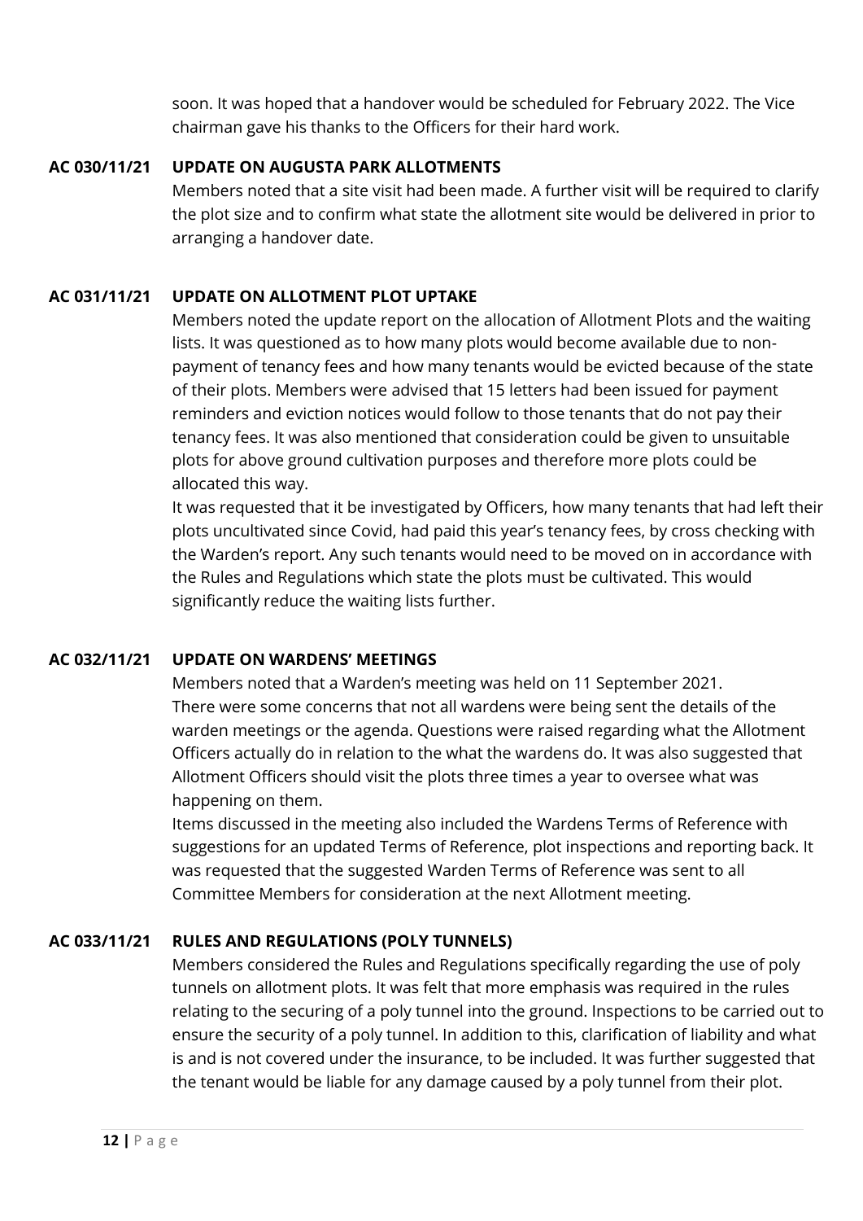soon. It was hoped that a handover would be scheduled for February 2022. The Vice chairman gave his thanks to the Officers for their hard work.

**AC 030/11/21 UPDATE ON AUGUSTA PARK ALLOTMENTS**

Members noted that a site visit had been made. A further visit will be required to clarify the plot size and to confirm what state the allotment site would be delivered in prior to arranging a handover date.

**AC 031/11/21 UPDATE ON ALLOTMENT PLOT UPTAKE**

Members noted the update report on the allocation of Allotment Plots and the waiting lists. It was questioned as to how many plots would become available due to non-payment of tenancy fees and how many tenants would be evicted because of the state of their plots. Members were advised that 15 letters had been issued for payment reminders and eviction notices would follow to those tenants that do not pay their tenancy fees. It was also mentioned that consideration could be given to unsuitable plots for above ground cultivation purposes and therefore more plots could be allocated this way.

It was requested that it be investigated by Officers, how many tenants that had left their plots uncultivated since Covid, had paid this year's tenancy fees, by cross checking with the Warden's report. Any such tenants would need to be moved on in accordance with the Rules and Regulations which state the plots must be cultivated. This would significantly reduce the waiting lists further.

**AC 032/11/21 UPDATE ON WARDENS' MEETINGS**

Members noted that a Warden's meeting was held on 11 September 2021.

There were some concerns that not all wardens were being sent the details of the warden meetings or the agenda. Questions were raised regarding what the Allotment Officers actually do in relation to the what the wardens do. It was also suggested that Allotment Officers should visit the plots three times a year to oversee what was happening on them.

Items discussed in the meeting also included the Wardens Terms of Reference with suggestions for an updated Terms of Reference, plot inspections and reporting back. It was requested that the suggested Warden Terms of Reference was sent to all Committee Members for consideration at the next Allotment meeting.

**AC 033/11/21 RULES AND REGULATIONS (POLY TUNNELS)**

Members considered the Rules and Regulations specifically regarding the use of poly tunnels on allotment plots. It was felt that more emphasis was required in the rules relating to the securing of a poly tunnel into the ground. Inspections to be carried out to ensure the security of a poly tunnel. In addition to this, clarification of liability and what is and is not covered under the insurance, to be included. It was further suggested that the tenant would be liable for any damage caused by a poly tunnel from their plot.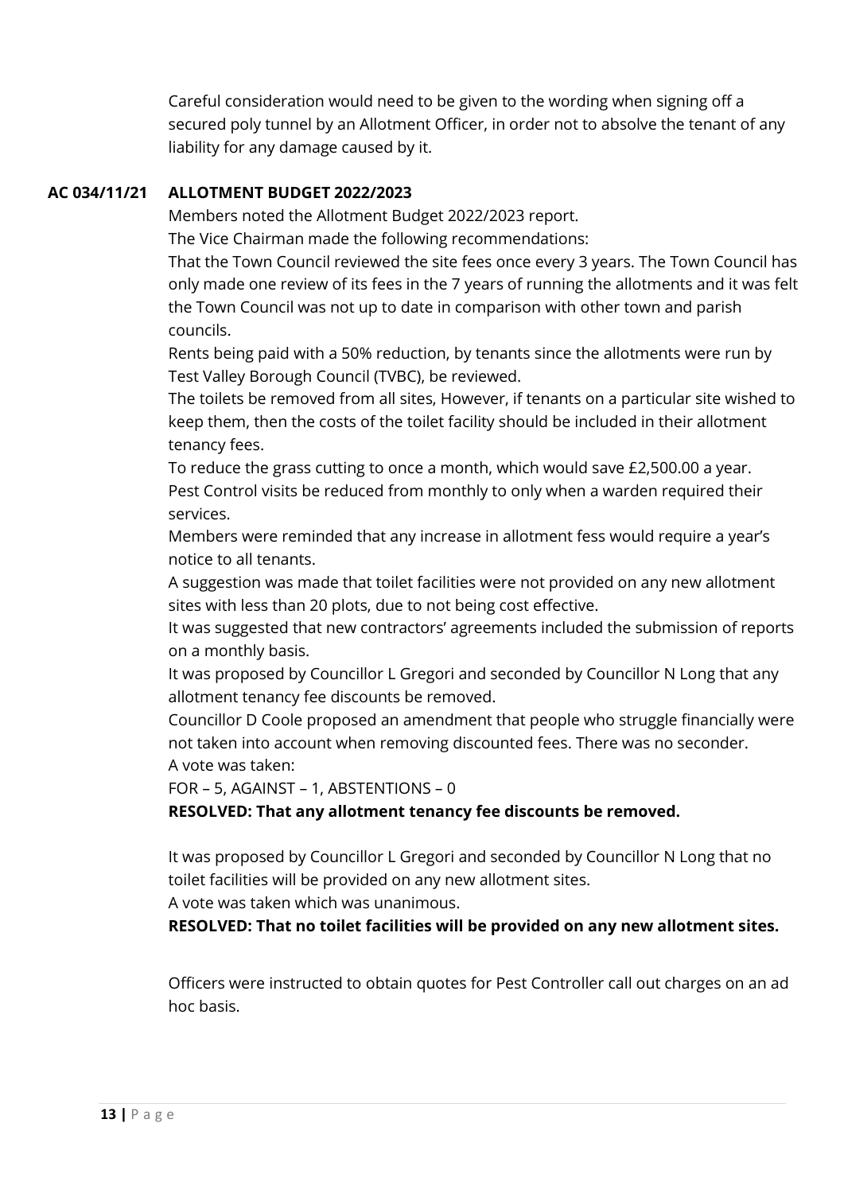Careful consideration would need to be given to the wording when signing off a secured poly tunnel by an Allotment Officer, in order not to absolve the tenant of any liability for any damage caused by it.

**AC 034/11/21 ALLOTMENT BUDGET 2022/2023**

Members noted the Allotment Budget 2022/2023 report.

The Vice Chairman made the following recommendations:

That the Town Council reviewed the site fees once every 3 years. The Town Council has only made one review of its fees in the 7 years of running the allotments and it was felt the Town Council was not up to date in comparison with other town and parish councils.

Rents being paid with a 50% reduction, by tenants since the allotments were run by Test Valley Borough Council (TVBC), be reviewed.

The toilets be removed from all sites, However, if tenants on a particular site wished to keep them, then the costs of the toilet facility should be included in their allotment tenancy fees.

To reduce the grass cutting to once a month, which would save £2,500.00 a year.

Pest Control visits be reduced from monthly to only when a warden required their services.

Members were reminded that any increase in allotment fess would require a year's notice to all tenants.

A suggestion was made that toilet facilities were not provided on any new allotment sites with less than 20 plots, due to not being cost effective.

It was suggested that new contractors' agreements included the submission of reports on a monthly basis.

It was proposed by Councillor L Gregori and seconded by Councillor N Long that any allotment tenancy fee discounts be removed.

Councillor D Coole proposed an amendment that people who struggle financially were not taken into account when removing discounted fees. There was no seconder.

A vote was taken:

FOR – 5, AGAINST – 1, ABSTENTIONS – 0

**RESOLVED: That any allotment tenancy fee discounts be removed.**

It was proposed by Councillor L Gregori and seconded by Councillor N Long that no toilet facilities will be provided on any new allotment sites.

A vote was taken which was unanimous.

**RESOLVED: That no toilet facilities will be provided on any new allotment sites.**

Officers were instructed to obtain quotes for Pest Controller call out charges on an ad hoc basis.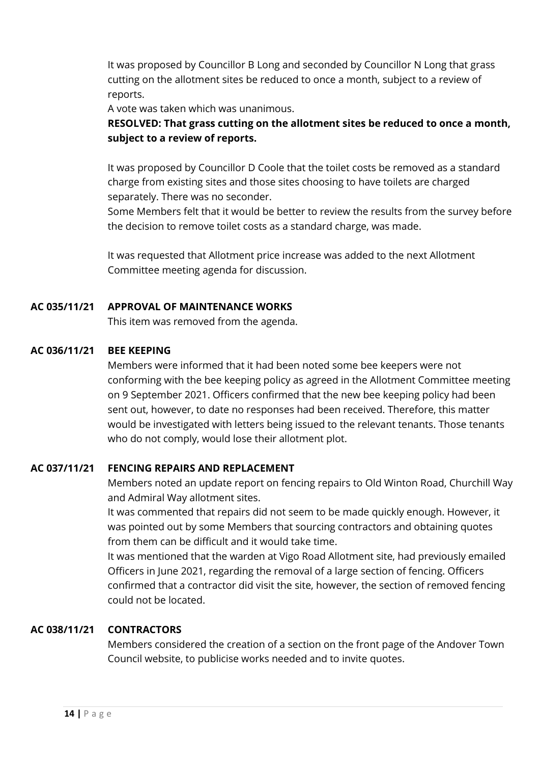It was proposed by Councillor B Long and seconded by Councillor N Long that grass cutting on the allotment sites be reduced to once a month, subject to a review of reports.

A vote was taken which was unanimous.

**RESOLVED: That grass cutting on the allotment sites be reduced to once a month, subject to a review of reports.**

It was proposed by Councillor D Coole that the toilet costs be removed as a standard charge from existing sites and those sites choosing to have toilets are charged separately. There was no seconder.

Some Members felt that it would be better to review the results from the survey before the decision to remove toilet costs as a standard charge, was made.

It was requested that Allotment price increase was added to the next Allotment Committee meeting agenda for discussion.

**AC 035/11/21 APPROVAL OF MAINTENANCE WORKS**

This item was removed from the agenda.

**AC 036/11/21 BEE KEEPING**

Members were informed that it had been noted some bee keepers were not conforming with the bee keeping policy as agreed in the Allotment Committee meeting on 9 September 2021. Officers confirmed that the new bee keeping policy had been sent out, however, to date no responses had been received. Therefore, this matter would be investigated with letters being issued to the relevant tenants. Those tenants who do not comply, would lose their allotment plot.

**AC 037/11/21 FENCING REPAIRS AND REPLACEMENT**

Members noted an update report on fencing repairs to Old Winton Road, Churchill Way and Admiral Way allotment sites.

It was commented that repairs did not seem to be made quickly enough. However, it was pointed out by some Members that sourcing contractors and obtaining quotes from them can be difficult and it would take time.

It was mentioned that the warden at Vigo Road Allotment site, had previously emailed Officers in June 2021, regarding the removal of a large section of fencing. Officers confirmed that a contractor did visit the site, however, the section of removed fencing could not be located.

**AC 038/11/21 CONTRACTORS**

Members considered the creation of a section on the front page of the Andover Town Council website, to publicise works needed and to invite quotes.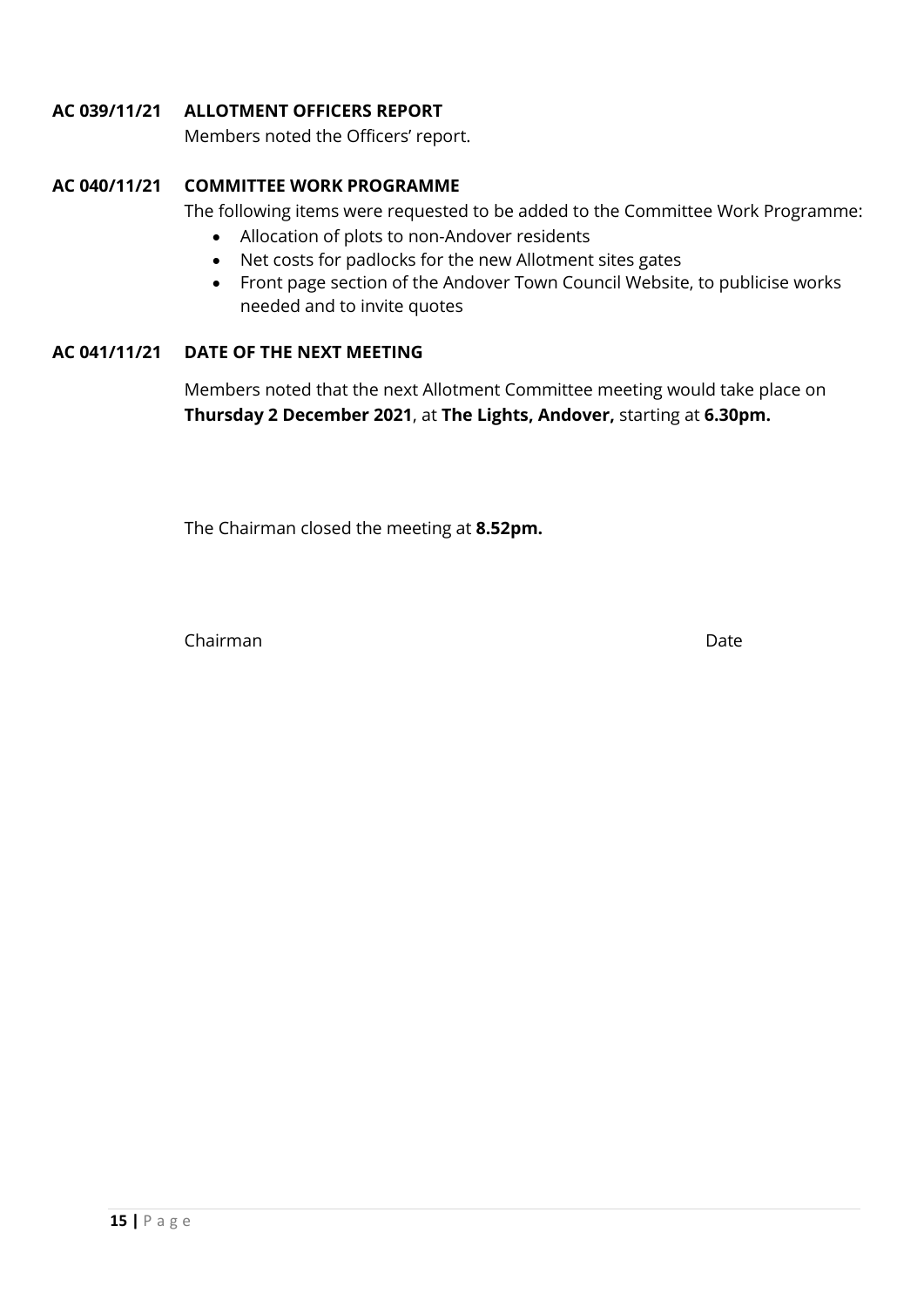**AC 039/11/21 ALLOTMENT OFFICERS REPORT**

Members noted the Officers' report.

**AC 040/11/21 COMMITTEE WORK PROGRAMME**

The following items were requested to be added to the Committee Work Programme:

- Allocation of plots to non-Andover residents
- Net costs for padlocks for the new Allotment sites gates
- Front page section of the Andover Town Council Website, to publicise works needed and to invite quotes

**AC 041/11/21 DATE OF THE NEXT MEETING**

Members noted that the next Allotment Committee meeting would take place on **Thursday 2 December 2021**, at **The Lights, Andover,** starting at **6.30pm.**

The Chairman closed the meeting at **8.52pm.**

Chairman Date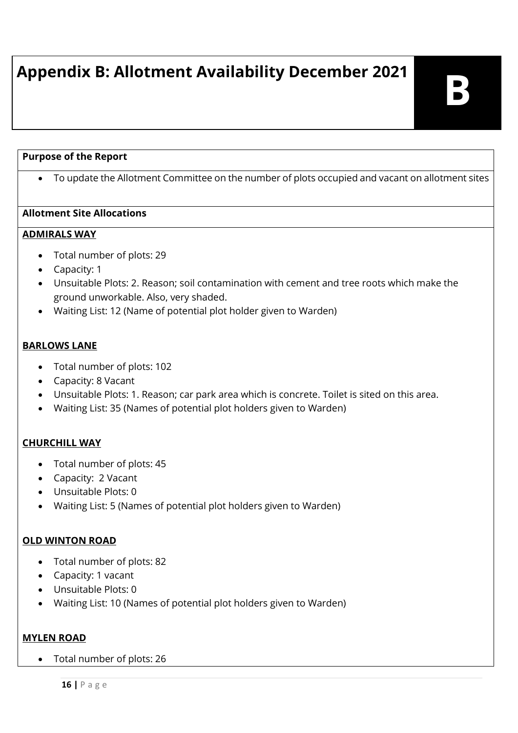# Appendix B: Allotment Availability December 2021

**B**

**Purpose of the Report**

- To update the Allotment Committee on the number of plots occupied and vacant on allotment sites

**Allotment Site Allocations**

**ADMIRALS WAY**

- Total number of plots: 29
- Capacity: 1
- Unsuitable Plots: 2. Reason; soil contamination with cement and tree roots which make the ground unworkable. Also, very shaded.
- Waiting List: 12 (Name of potential plot holder given to Warden)

**BARLOWS LANE**

- Total number of plots: 102
- Capacity: 8 Vacant
- Unsuitable Plots: 1. Reason; car park area which is concrete. Toilet is sited on this area.
- Waiting List: 35 (Names of potential plot holders given to Warden)

**CHURCHILL WAY**

- Total number of plots: 45
- Capacity: 2 Vacant
- Unsuitable Plots: 0
- Waiting List: 5 (Names of potential plot holders given to Warden)

**OLD WINTON ROAD**

- Total number of plots: 82
- Capacity: 1 vacant
- Unsuitable Plots: 0
- Waiting List: 10 (Names of potential plot holders given to Warden)

**MYLEN ROAD**

- Total number of plots: 26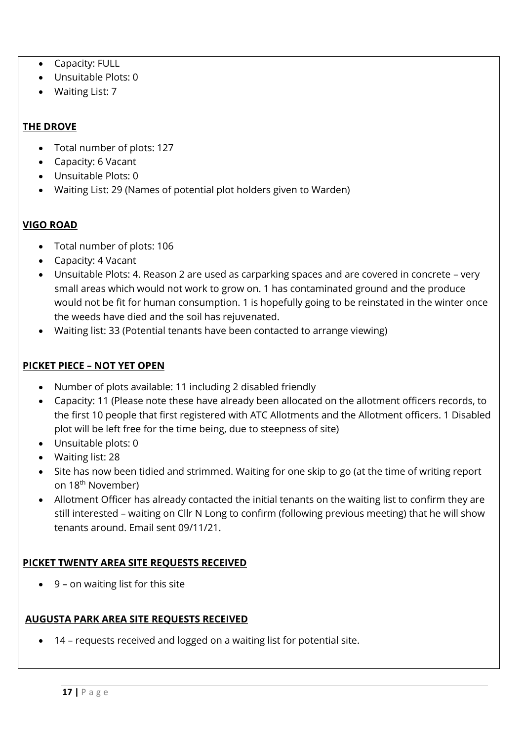- Capacity: FULL
- Unsuitable Plots: 0
- Waiting List: 7

**THE DROVE**

- Total number of plots: 127
- Capacity: 6 Vacant
- Unsuitable Plots: 0
- Waiting List: 29 (Names of potential plot holders given to Warden)

**VIGO ROAD**

- Total number of plots: 106
- Capacity: 4 Vacant
- Unsuitable Plots: 4. Reason 2 are used as carparking spaces and are covered in concrete – very small areas which would not work to grow on. 1 has contaminated ground and the produce would not be fit for human consumption. 1 is hopefully going to be reinstated in the winter once the weeds have died and the soil has rejuvenated.
- Waiting list: 33 (Potential tenants have been contacted to arrange viewing)

**PICKET PIECE – NOT YET OPEN**

- Number of plots available: 11 including 2 disabled friendly
- Capacity: 11 (Please note these have already been allocated on the allotment officers records, to the first 10 people that first registered with ATC Allotments and the Allotment officers. 1 Disabled plot will be left free for the time being, due to steepness of site)
- Unsuitable plots: 0
- Waiting list: 28
- Site has now been tidied and strimmed. Waiting for one skip to go (at the time of writing report on 18th November)
- Allotment Officer has already contacted the initial tenants on the waiting list to confirm they are still interested – waiting on Cllr N Long to confirm (following previous meeting) that he will show tenants around. Email sent 09/11/21.

**PICKET TWENTY AREA SITE REQUESTS RECEIVED**

- 9 – on waiting list for this site

**AUGUSTA PARK AREA SITE REQUESTS RECEIVED**

- 14 – requests received and logged on a waiting list for potential site.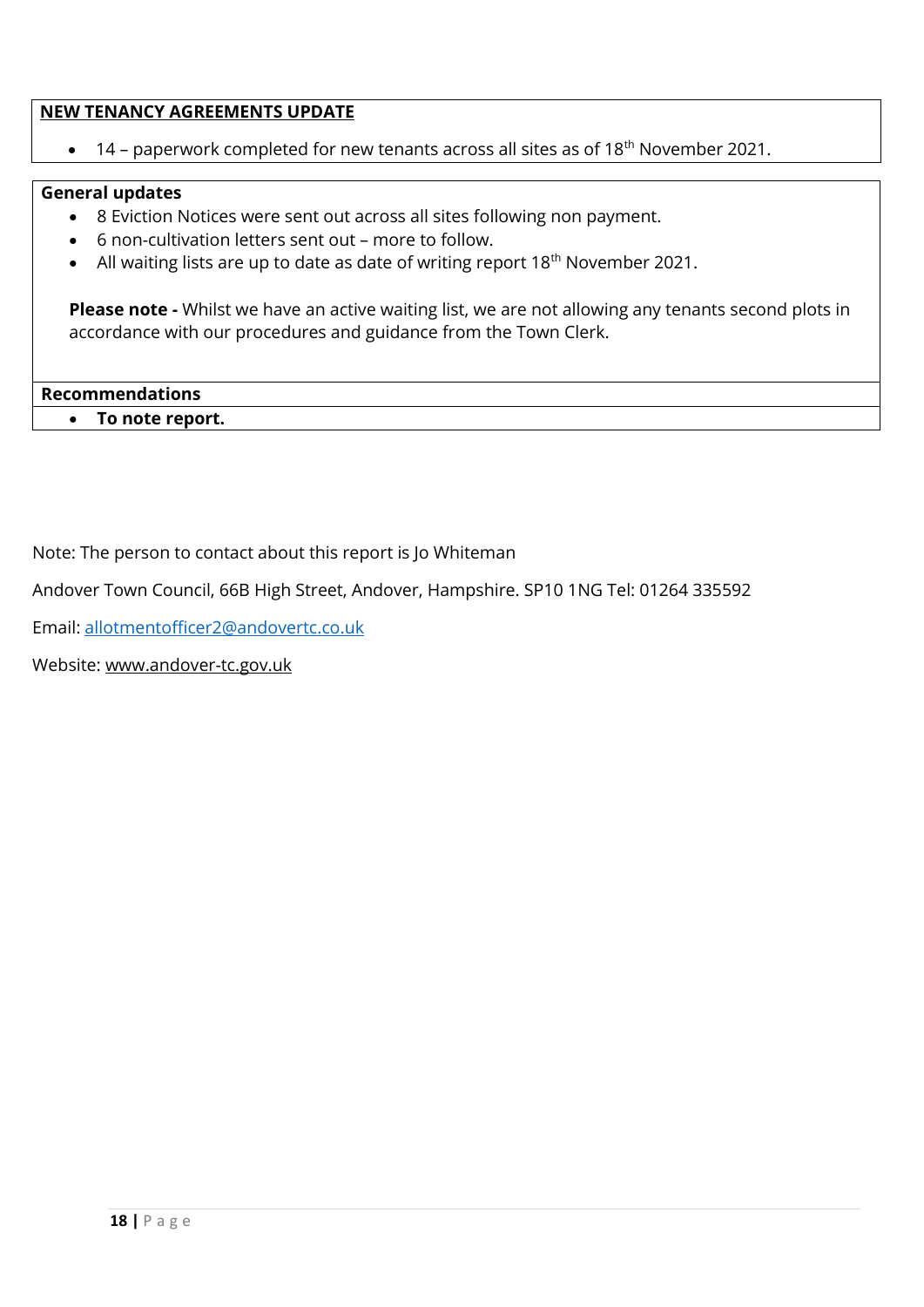**NEW TENANCY AGREEMENTS UPDATE**

- 14 – paperwork completed for new tenants across all sites as of 18th November 2021.

**General updates**

- 8 Eviction Notices were sent out across all sites following non payment.
- 6 non-cultivation letters sent out – more to follow.
- All waiting lists are up to date as date of writing report 18th November 2021.

**Please note -** Whilst we have an active waiting list, we are not allowing any tenants second plots in accordance with our procedures and guidance from the Town Clerk.

**Recommendations**

- **To note report.**

Note: The person to contact about this report is Jo Whiteman

Andover Town Council, 66B High Street, Andover, Hampshire. SP10 1NG Tel: 01264 335592

Email: allotmentofficer2@andovertc.co.uk

Website: www.andover-tc.gov.uk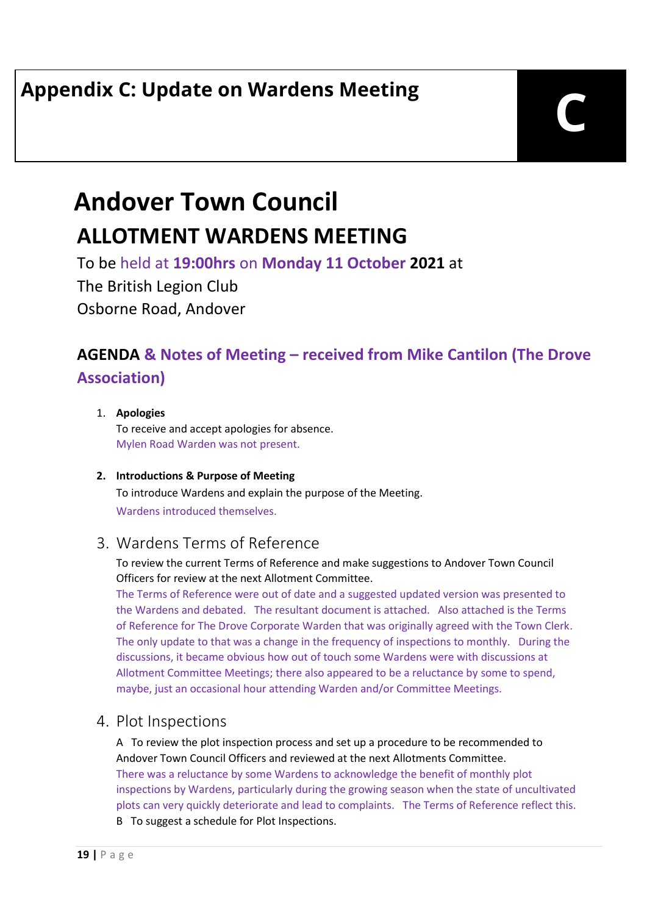# Appendix C: Update on Wardens Meeting

C

# Andover Town Council

## ALLOTMENT WARDENS MEETING

To be held at **19:00hrs** on **Monday 11 October 2021** at
The British Legion Club
Osborne Road, Andover

### AGENDA & Notes of Meeting – received from Mike Cantilon (The Drove Association)

1. **Apologies**
   To receive and accept apologies for absence.
   Mylen Road Warden was not present.

2. **Introductions & Purpose of Meeting**
   To introduce Wardens and explain the purpose of the Meeting.
   Wardens introduced themselves.

3. Wardens Terms of Reference
   To review the current Terms of Reference and make suggestions to Andover Town Council Officers for review at the next Allotment Committee.
   The Terms of Reference were out of date and a suggested updated version was presented to the Wardens and debated. The resultant document is attached. Also attached is the Terms of Reference for The Drove Corporate Warden that was originally agreed with the Town Clerk. The only update to that was a change in the frequency of inspections to monthly. During the discussions, it became obvious how out of touch some Wardens were with discussions at Allotment Committee Meetings; there also appeared to be a reluctance by some to spend, maybe, just an occasional hour attending Warden and/or Committee Meetings.

4. Plot Inspections
   A To review the plot inspection process and set up a procedure to be recommended to Andover Town Council Officers and reviewed at the next Allotments Committee.
   There was a reluctance by some Wardens to acknowledge the benefit of monthly plot inspections by Wardens, particularly during the growing season when the state of uncultivated plots can very quickly deteriorate and lead to complaints. The Terms of Reference reflect this.
   B To suggest a schedule for Plot Inspections.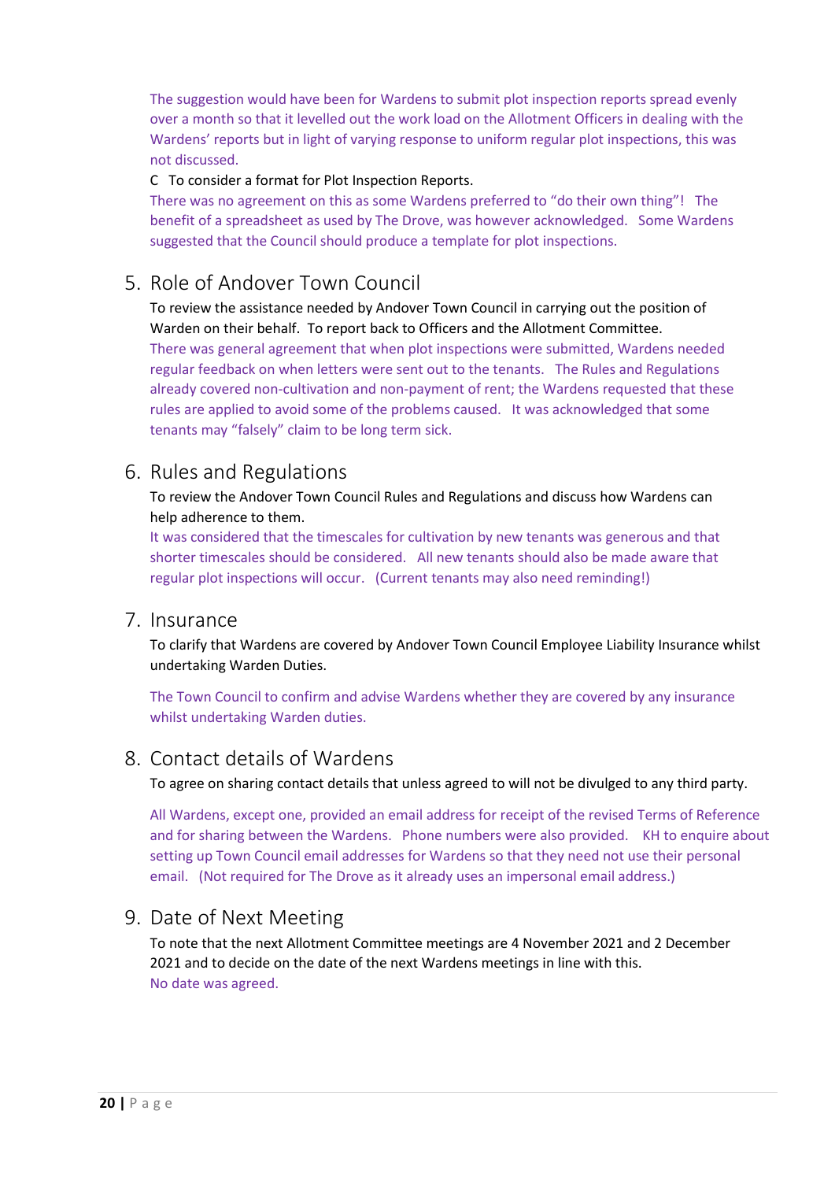The suggestion would have been for Wardens to submit plot inspection reports spread evenly over a month so that it levelled out the work load on the Allotment Officers in dealing with the Wardens' reports but in light of varying response to uniform regular plot inspections, this was not discussed.

C To consider a format for Plot Inspection Reports.

There was no agreement on this as some Wardens preferred to "do their own thing"! The benefit of a spreadsheet as used by The Drove, was however acknowledged. Some Wardens suggested that the Council should produce a template for plot inspections.

## 5. Role of Andover Town Council

To review the assistance needed by Andover Town Council in carrying out the position of Warden on their behalf. To report back to Officers and the Allotment Committee.

There was general agreement that when plot inspections were submitted, Wardens needed regular feedback on when letters were sent out to the tenants. The Rules and Regulations already covered non-cultivation and non-payment of rent; the Wardens requested that these rules are applied to avoid some of the problems caused. It was acknowledged that some tenants may "falsely" claim to be long term sick.

## 6. Rules and Regulations

To review the Andover Town Council Rules and Regulations and discuss how Wardens can help adherence to them.

It was considered that the timescales for cultivation by new tenants was generous and that shorter timescales should be considered. All new tenants should also be made aware that regular plot inspections will occur. (Current tenants may also need reminding!)

## 7. Insurance

To clarify that Wardens are covered by Andover Town Council Employee Liability Insurance whilst undertaking Warden Duties.

The Town Council to confirm and advise Wardens whether they are covered by any insurance whilst undertaking Warden duties.

## 8. Contact details of Wardens

To agree on sharing contact details that unless agreed to will not be divulged to any third party.

All Wardens, except one, provided an email address for receipt of the revised Terms of Reference and for sharing between the Wardens. Phone numbers were also provided. KH to enquire about setting up Town Council email addresses for Wardens so that they need not use their personal email. (Not required for The Drove as it already uses an impersonal email address.)

## 9. Date of Next Meeting

To note that the next Allotment Committee meetings are 4 November 2021 and 2 December 2021 and to decide on the date of the next Wardens meetings in line with this.

No date was agreed.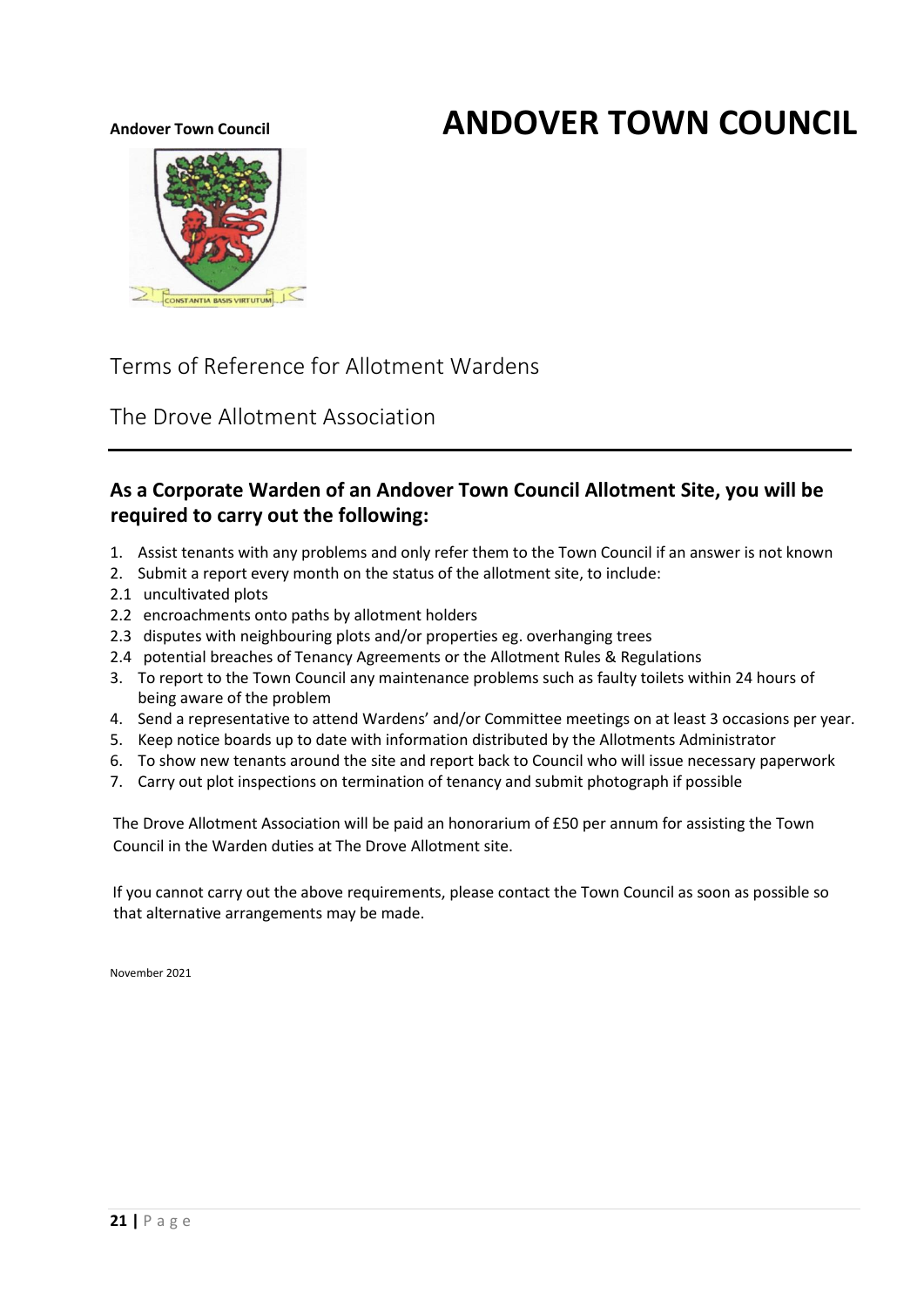**Andover Town Council**

# ANDOVER TOWN COUNCIL

## Terms of Reference for Allotment Wardens

## The Drove Allotment Association

---

### As a Corporate Warden of an Andover Town Council Allotment Site, you will be required to carry out the following:

1. Assist tenants with any problems and only refer them to the Town Council if an answer is not known
2. Submit a report every month on the status of the allotment site, to include:

   2.1 uncultivated plots

   2.2 encroachments onto paths by allotment holders

   2.3 disputes with neighbouring plots and/or properties eg. overhanging trees

   2.4 potential breaches of Tenancy Agreements or the Allotment Rules & Regulations
3. To report to the Town Council any maintenance problems such as faulty toilets within 24 hours of being aware of the problem
4. Send a representative to attend Wardens' and/or Committee meetings on at least 3 occasions per year.
5. Keep notice boards up to date with information distributed by the Allotments Administrator
6. To show new tenants around the site and report back to Council who will issue necessary paperwork
7. Carry out plot inspections on termination of tenancy and submit photograph if possible

The Drove Allotment Association will be paid an honorarium of £50 per annum for assisting the Town Council in the Warden duties at The Drove Allotment site.

If you cannot carry out the above requirements, please contact the Town Council as soon as possible so that alternative arrangements may be made.

November 2021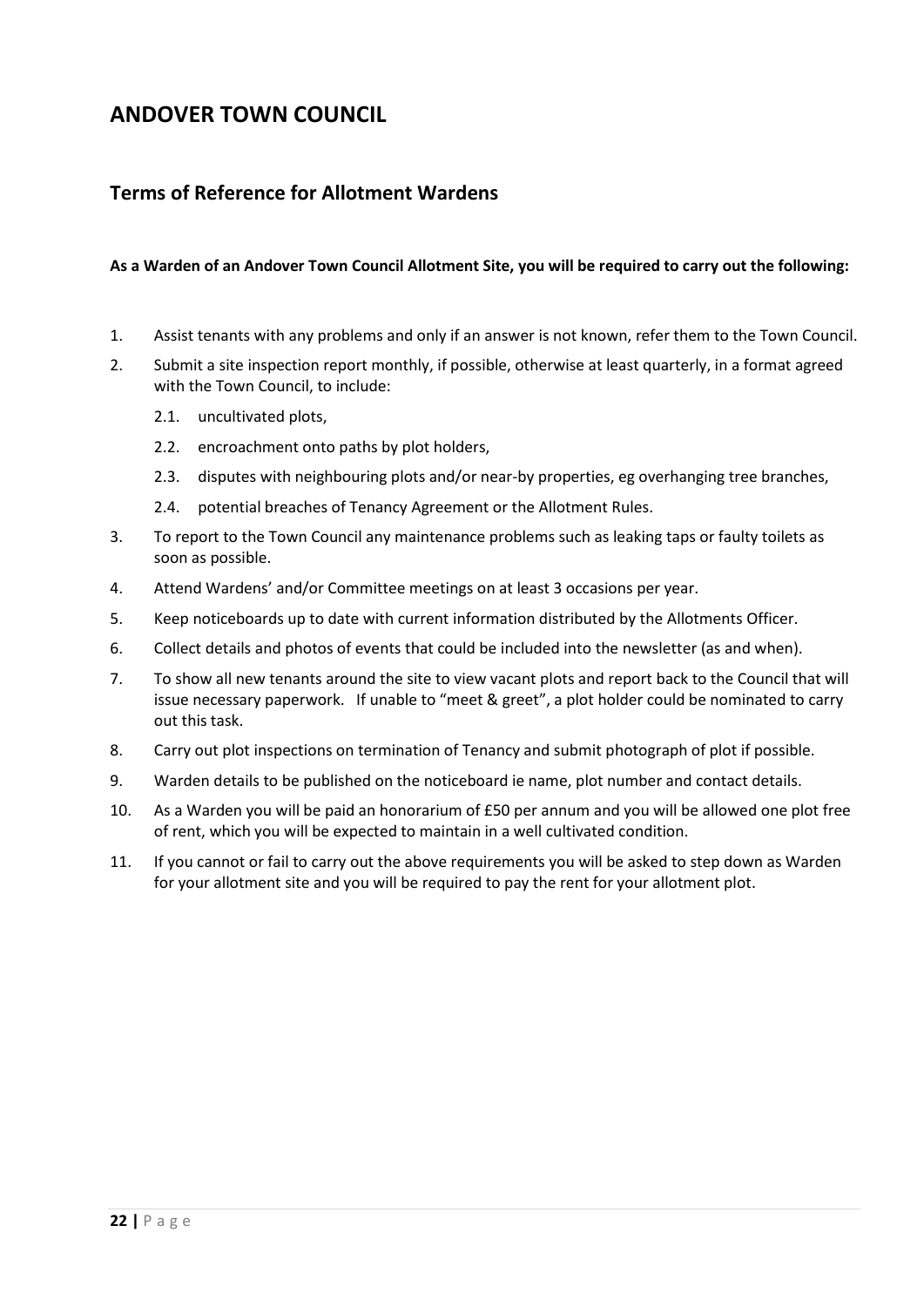# ANDOVER TOWN COUNCIL

## Terms of Reference for Allotment Wardens

**As a Warden of an Andover Town Council Allotment Site, you will be required to carry out the following:**

1. Assist tenants with any problems and only if an answer is not known, refer them to the Town Council.
2. Submit a site inspection report monthly, if possible, otherwise at least quarterly, in a format agreed with the Town Council, to include:
    - 2.1. uncultivated plots,
    - 2.2. encroachment onto paths by plot holders,
    - 2.3. disputes with neighbouring plots and/or near-by properties, eg overhanging tree branches,
    - 2.4. potential breaches of Tenancy Agreement or the Allotment Rules.
3. To report to the Town Council any maintenance problems such as leaking taps or faulty toilets as soon as possible.
4. Attend Wardens' and/or Committee meetings on at least 3 occasions per year.
5. Keep noticeboards up to date with current information distributed by the Allotments Officer.
6. Collect details and photos of events that could be included into the newsletter (as and when).
7. To show all new tenants around the site to view vacant plots and report back to the Council that will issue necessary paperwork. If unable to "meet & greet", a plot holder could be nominated to carry out this task.
8. Carry out plot inspections on termination of Tenancy and submit photograph of plot if possible.
9. Warden details to be published on the noticeboard ie name, plot number and contact details.
10. As a Warden you will be paid an honorarium of £50 per annum and you will be allowed one plot free of rent, which you will be expected to maintain in a well cultivated condition.
11. If you cannot or fail to carry out the above requirements you will be asked to step down as Warden for your allotment site and you will be required to pay the rent for your allotment plot.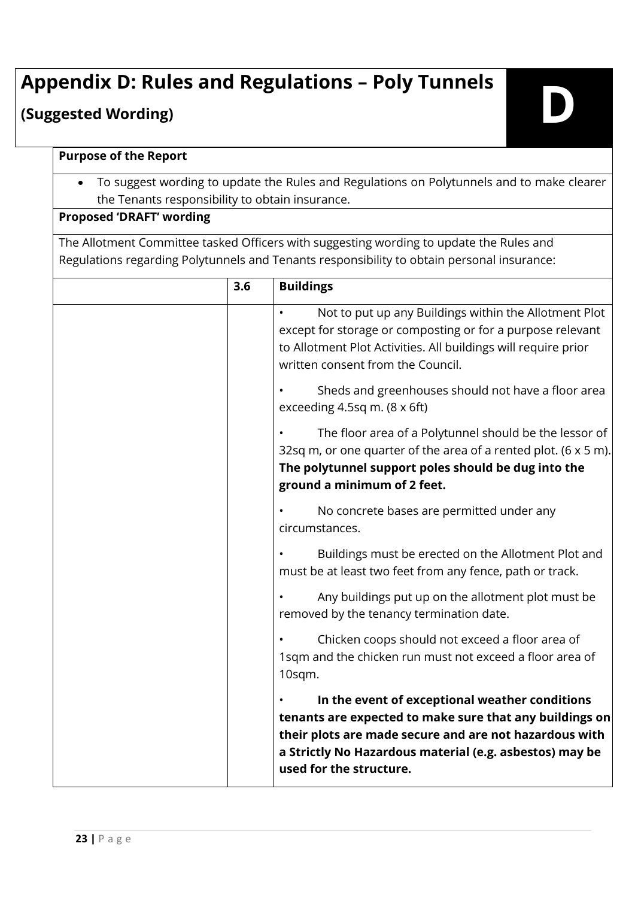# Appendix D: Rules and Regulations – Poly Tunnels

## (Suggested Wording)

D

**Purpose of the Report**

- To suggest wording to update the Rules and Regulations on Polytunnels and to make clearer the Tenants responsibility to obtain insurance.

**Proposed 'DRAFT' wording**

The Allotment Committee tasked Officers with suggesting wording to update the Rules and Regulations regarding Polytunnels and Tenants responsibility to obtain personal insurance:

| | 3.6 | **Buildings** |
|---|---|---|
| | | • Not to put up any Buildings within the Allotment Plot except for storage or composting or for a purpose relevant to Allotment Plot Activities. All buildings will require prior written consent from the Council.<br><br>• Sheds and greenhouses should not have a floor area exceeding 4.5sq m. (8 x 6ft)<br><br>• The floor area of a Polytunnel should be the lessor of 32sq m, or one quarter of the area of a rented plot. (6 x 5 m). **The polytunnel support poles should be dug into the ground a minimum of 2 feet.**<br><br>• No concrete bases are permitted under any circumstances.<br><br>• Buildings must be erected on the Allotment Plot and must be at least two feet from any fence, path or track.<br><br>• Any buildings put up on the allotment plot must be removed by the tenancy termination date.<br><br>• Chicken coops should not exceed a floor area of 1sqm and the chicken run must not exceed a floor area of 10sqm.<br><br>• **In the event of exceptional weather conditions tenants are expected to make sure that any buildings on their plots are made secure and are not hazardous with a Strictly No Hazardous material (e.g. asbestos) may be used for the structure.** |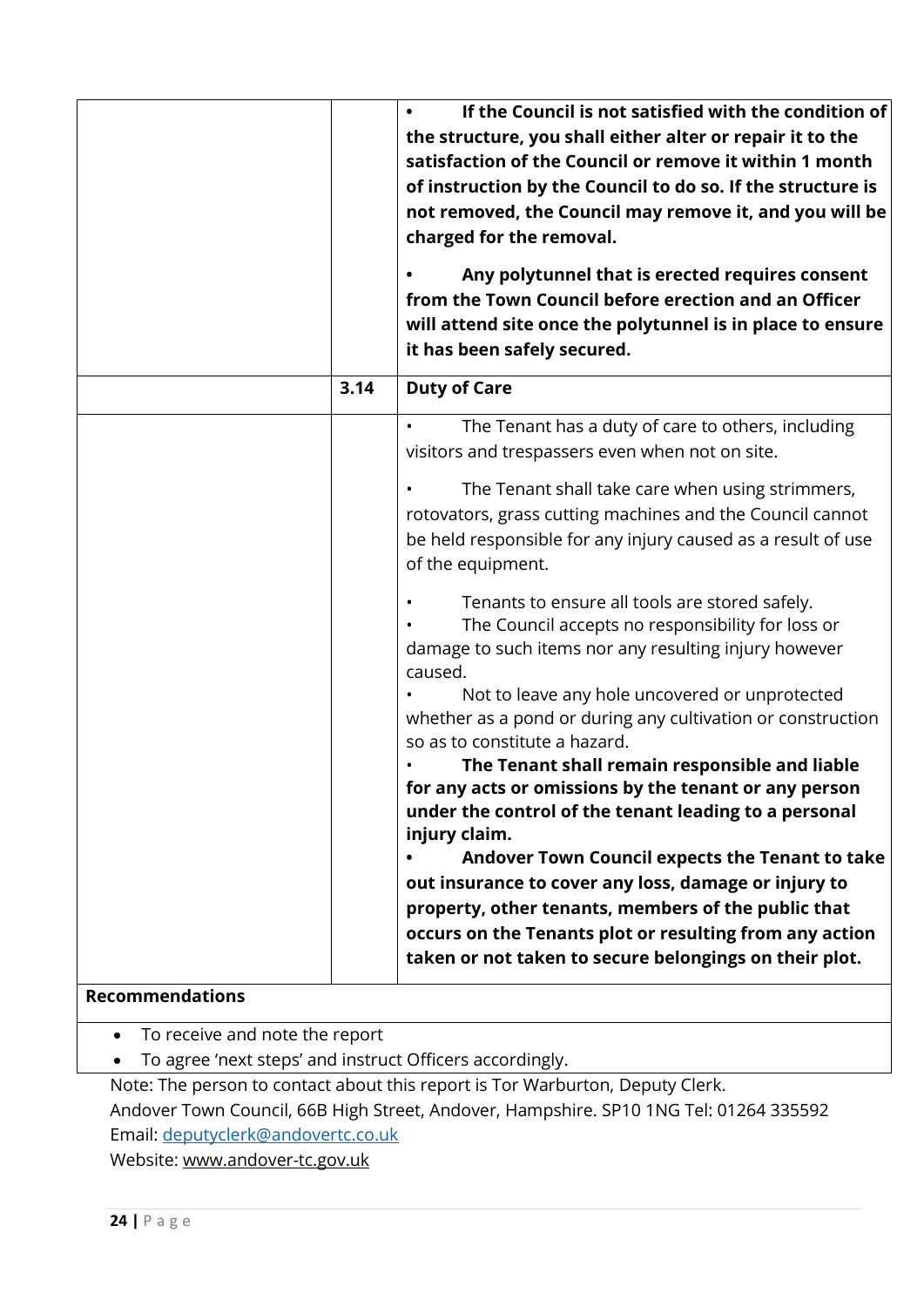| | | |
|---|---|---|
| | | • **If the Council is not satisfied with the condition of the structure, you shall either alter or repair it to the satisfaction of the Council or remove it within 1 month of instruction by the Council to do so. If the structure is not removed, the Council may remove it, and you will be charged for the removal.**<br><br>• **Any polytunnel that is erected requires consent from the Town Council before erection and an Officer will attend site once the polytunnel is in place to ensure it has been safely secured.** |
| | **3.14** | **Duty of Care** |
| | | • The Tenant has a duty of care to others, including visitors and trespassers even when not on site.<br><br>• The Tenant shall take care when using strimmers, rotovators, grass cutting machines and the Council cannot be held responsible for any injury caused as a result of use of the equipment.<br><br>• Tenants to ensure all tools are stored safely.<br>• The Council accepts no responsibility for loss or damage to such items nor any resulting injury however caused.<br>• Not to leave any hole uncovered or unprotected whether as a pond or during any cultivation or construction so as to constitute a hazard.<br>• **The Tenant shall remain responsible and liable for any acts or omissions by the tenant or any person under the control of the tenant leading to a personal injury claim.**<br>• **Andover Town Council expects the Tenant to take out insurance to cover any loss, damage or injury to property, other tenants, members of the public that occurs on the Tenants plot or resulting from any action taken or not taken to secure belongings on their plot.** |

**Recommendations**

- To receive and note the report
- To agree 'next steps' and instruct Officers accordingly.

Note: The person to contact about this report is Tor Warburton, Deputy Clerk.
Andover Town Council, 66B High Street, Andover, Hampshire. SP10 1NG Tel: 01264 335592
Email: deputyclerk@andovertc.co.uk
Website: www.andover-tc.gov.uk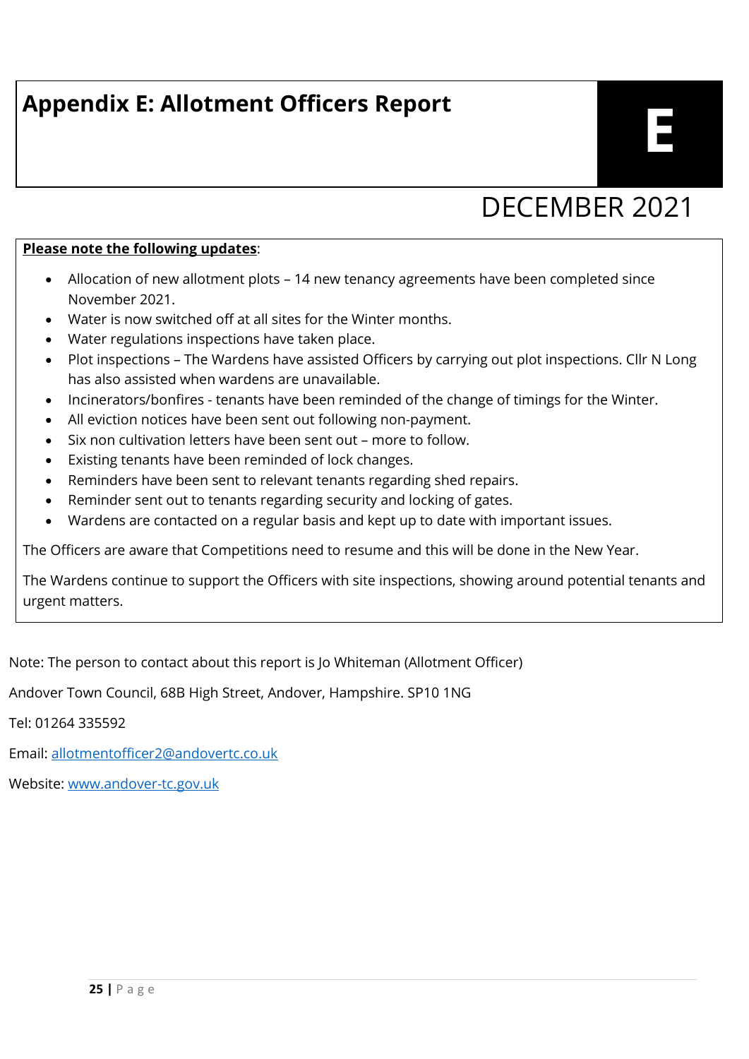# Appendix E: Allotment Officers Report

**E**

DECEMBER 2021

**Please note the following updates**:

- Allocation of new allotment plots – 14 new tenancy agreements have been completed since November 2021.
- Water is now switched off at all sites for the Winter months.
- Water regulations inspections have taken place.
- Plot inspections – The Wardens have assisted Officers by carrying out plot inspections. Cllr N Long has also assisted when wardens are unavailable.
- Incinerators/bonfires - tenants have been reminded of the change of timings for the Winter.
- All eviction notices have been sent out following non-payment.
- Six non cultivation letters have been sent out – more to follow.
- Existing tenants have been reminded of lock changes.
- Reminders have been sent to relevant tenants regarding shed repairs.
- Reminder sent out to tenants regarding security and locking of gates.
- Wardens are contacted on a regular basis and kept up to date with important issues.

The Officers are aware that Competitions need to resume and this will be done in the New Year.

The Wardens continue to support the Officers with site inspections, showing around potential tenants and urgent matters.

Note: The person to contact about this report is Jo Whiteman (Allotment Officer)

Andover Town Council, 68B High Street, Andover, Hampshire. SP10 1NG

Tel: 01264 335592

Email: allotmentofficer2@andovertc.co.uk

Website: www.andover-tc.gov.uk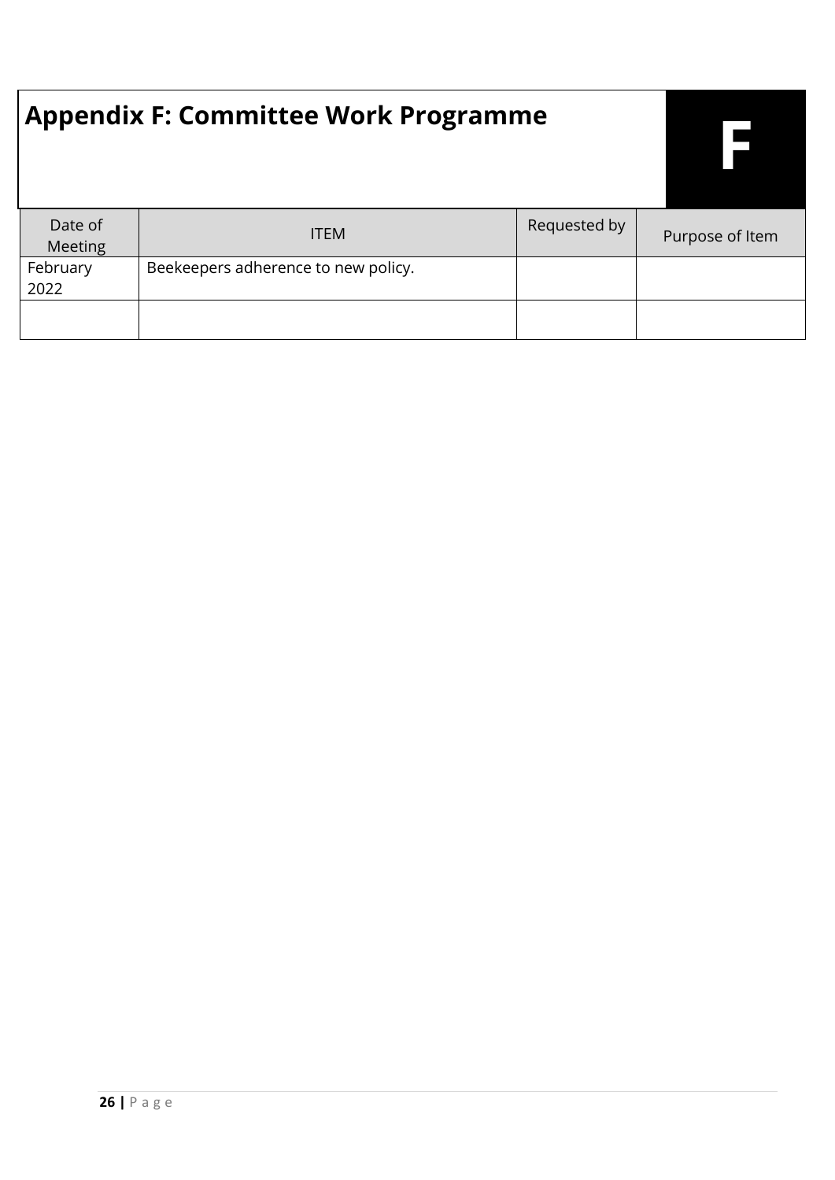# Appendix F: Committee Work Programme

F

| Date of Meeting | ITEM | Requested by | Purpose of Item |
| --- | --- | --- | --- |
| February 2022 | Beekeepers adherence to new policy. | | |
| | | | |